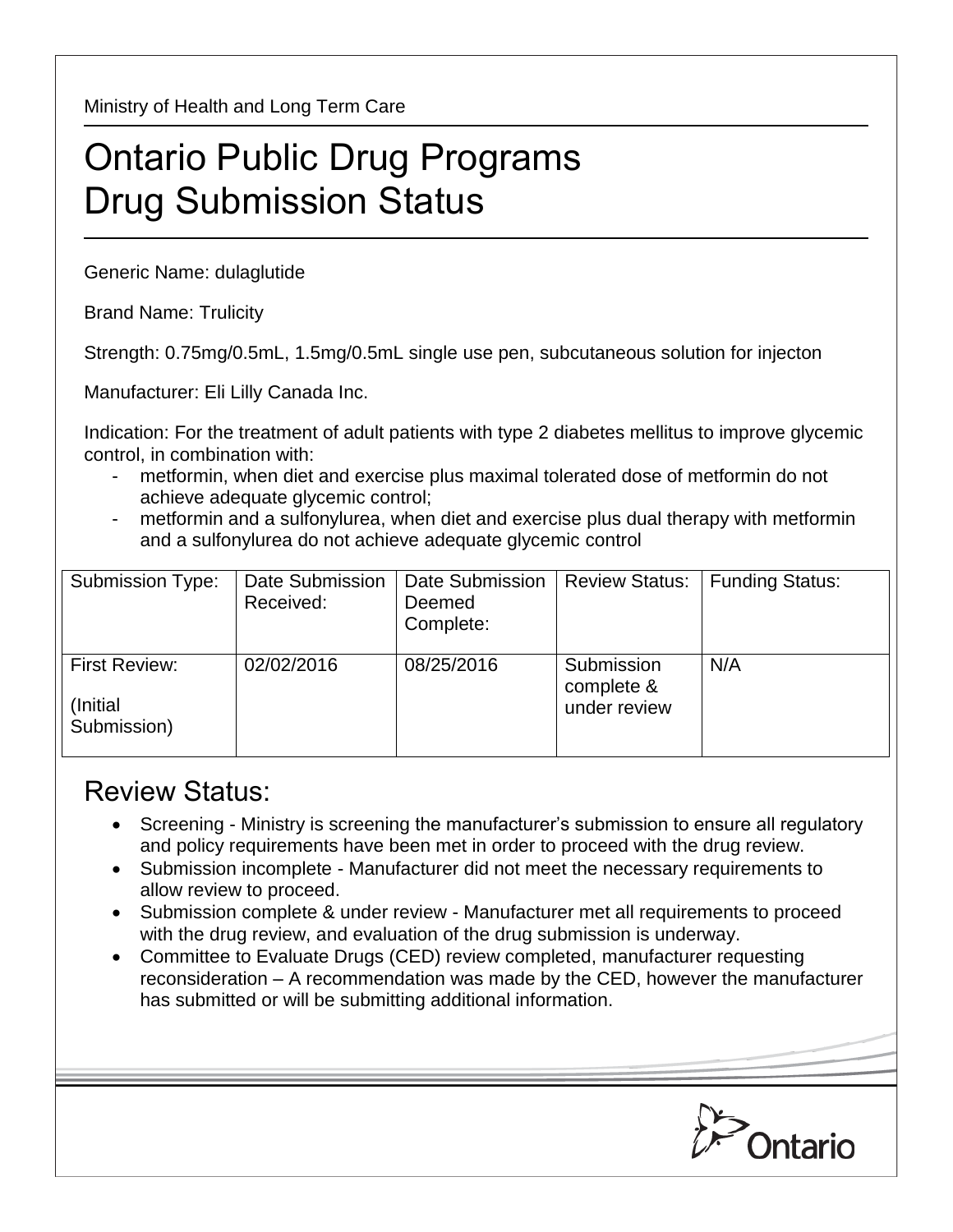Ministry of Health and Long Term Care

# Ontario Public Drug Programs
# Drug Submission Status

Generic Name: dulaglutide

Brand Name: Trulicity

Strength: 0.75mg/0.5mL, 1.5mg/0.5mL single use pen, subcutaneous solution for injecton

Manufacturer: Eli Lilly Canada Inc.

Indication: For the treatment of adult patients with type 2 diabetes mellitus to improve glycemic control, in combination with:

- metformin, when diet and exercise plus maximal tolerated dose of metformin do not achieve adequate glycemic control;
- metformin and a sulfonylurea, when diet and exercise plus dual therapy with metformin and a sulfonylurea do not achieve adequate glycemic control

| Submission Type: | Date Submission Received: | Date Submission Deemed Complete: | Review Status: | Funding Status: |
|---|---|---|---|---|
| First Review: (Initial Submission) | 02/02/2016 | 08/25/2016 | Submission complete & under review | N/A |

## Review Status:

- Screening - Ministry is screening the manufacturer's submission to ensure all regulatory and policy requirements have been met in order to proceed with the drug review.
- Submission incomplete - Manufacturer did not meet the necessary requirements to allow review to proceed.
- Submission complete & under review - Manufacturer met all requirements to proceed with the drug review, and evaluation of the drug submission is underway.
- Committee to Evaluate Drugs (CED) review completed, manufacturer requesting reconsideration – A recommendation was made by the CED, however the manufacturer has submitted or will be submitting additional information.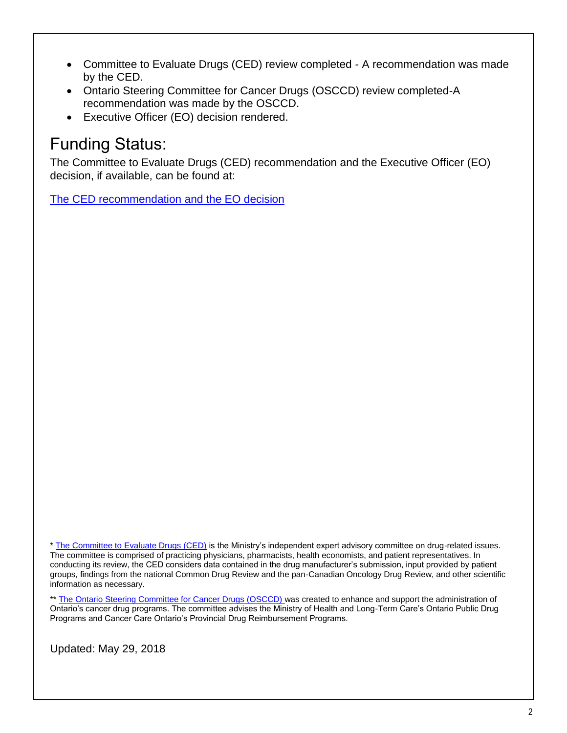- Committee to Evaluate Drugs (CED) review completed - A recommendation was made by the CED.
- Ontario Steering Committee for Cancer Drugs (OSCCD) review completed-A recommendation was made by the OSCCD.
- Executive Officer (EO) decision rendered.

# Funding Status:

The Committee to Evaluate Drugs (CED) recommendation and the Executive Officer (EO) decision, if available, can be found at:

The CED recommendation and the EO decision

* The Committee to Evaluate Drugs (CED) is the Ministry's independent expert advisory committee on drug-related issues. The committee is comprised of practicing physicians, pharmacists, health economists, and patient representatives. In conducting its review, the CED considers data contained in the drug manufacturer's submission, input provided by patient groups, findings from the national Common Drug Review and the pan-Canadian Oncology Drug Review, and other scientific information as necessary.

** The Ontario Steering Committee for Cancer Drugs (OSCCD) was created to enhance and support the administration of Ontario's cancer drug programs. The committee advises the Ministry of Health and Long-Term Care's Ontario Public Drug Programs and Cancer Care Ontario's Provincial Drug Reimbursement Programs.

Updated: May 29, 2018